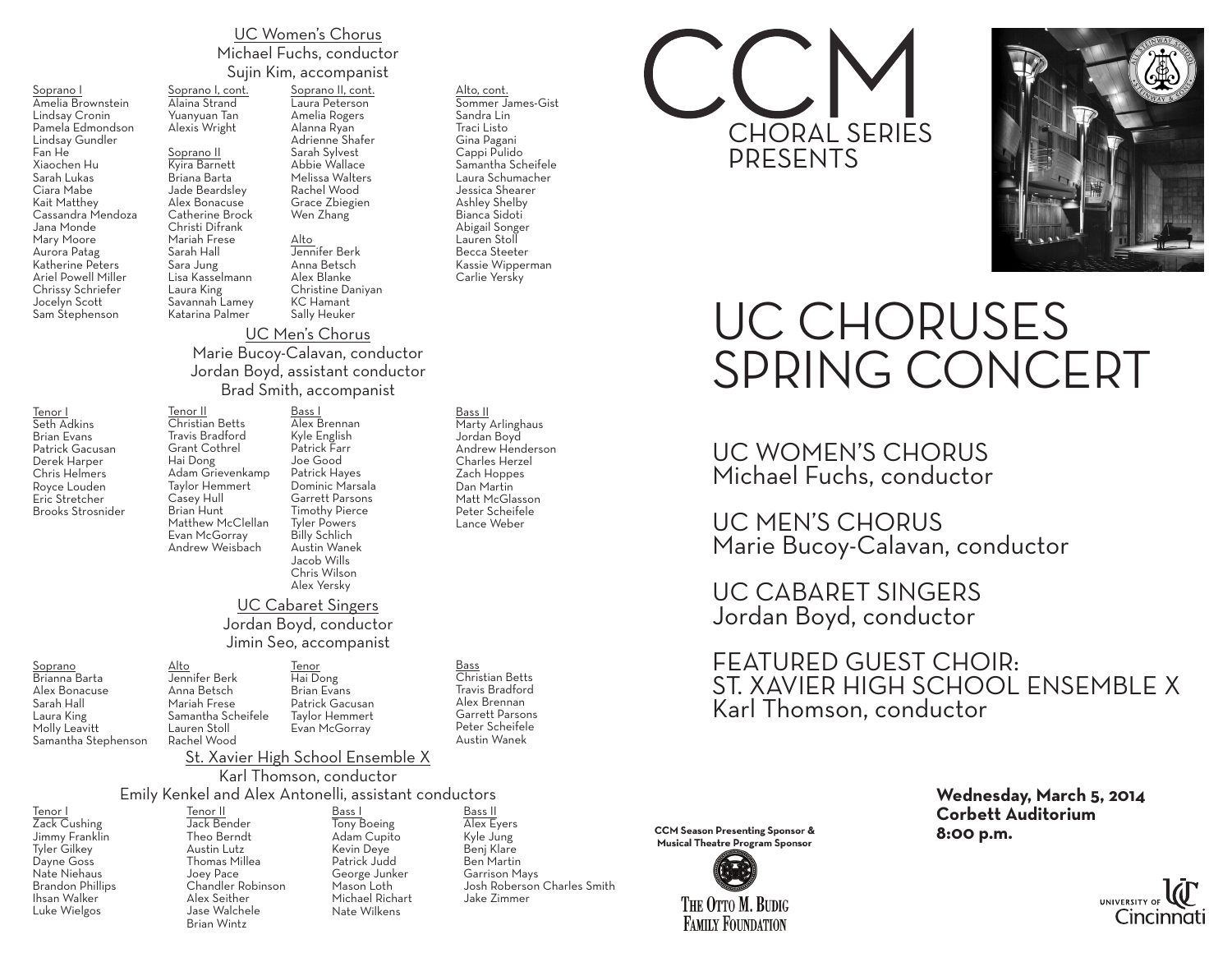## UC Women's Chorus

Michael Fuchs, conductor
Sujin Kim, accompanist

**Soprano I**
Amelia Brownstein
Lindsay Cronin
Pamela Edmondson
Lindsay Gundler
Fan He
Xiaochen Hu
Sarah Lukas
Ciara Mabe
Kait Matthey
Cassandra Mendoza
Jana Monde
Mary Moore
Aurora Patag
Katherine Peters
Ariel Powell Miller
Chrissy Schriefer
Jocelyn Scott
Sam Stephenson

**Soprano I, cont.**
Alaina Strand
Yuanyuan Tan
Alexis Wright

**Soprano II**
Kyira Barnett
Briana Barta
Jade Beardsley
Alex Bonacuse
Catherine Brock
Christi Difrank
Mariah Frese
Sarah Hall
Sara Jung
Lisa Kasselmann
Laura King
Savannah Lamey
Katarina Palmer

**Soprano II, cont.**
Laura Peterson
Amelia Rogers
Alanna Ryan
Adrienne Shafer
Sarah Sylvest
Abbie Wallace
Melissa Walters
Rachel Wood
Grace Zbiegien
Wen Zhang

**Alto**
Jennifer Berk
Anna Betsch
Alex Blanke
Christine Daniyan
KC Hamant
Sally Heuker

**Alto, cont.**
Sommer James-Gist
Sandra Lin
Traci Listo
Gina Pagani
Cappi Pulido
Samantha Scheifele
Laura Schumacher
Jessica Shearer
Ashley Shelby
Bianca Sidoti
Abigail Songer
Lauren Stoll
Becca Steeter
Kassie Wipperman
Carlie Yersky

## UC Men's Chorus

Marie Bucoy-Calavan, conductor
Jordan Boyd, assistant conductor
Brad Smith, accompanist

**Tenor I**
Seth Adkins
Brian Evans
Patrick Gacusan
Derek Harper
Chris Helmers
Royce Louden
Eric Stretcher
Brooks Strosnider

**Tenor II**
Christian Betts
Travis Bradford
Grant Cothrel
Hai Dong
Adam Grievenkamp
Taylor Hemmert
Casey Hull
Brian Hunt
Matthew McClellan
Evan McGorray
Andrew Weisbach

**Bass I**
Alex Brennan
Kyle English
Patrick Farr
Joe Good
Patrick Hayes
Dominic Marsala
Garrett Parsons
Timothy Pierce
Tyler Powers
Billy Schlich
Austin Wanek
Jacob Wills
Chris Wilson
Alex Yersky

**Bass II**
Marty Arlinghaus
Jordan Boyd
Andrew Henderson
Charles Herzel
Zach Hoppes
Dan Martin
Matt McGlasson
Peter Scheifele
Lance Weber

## UC Cabaret Singers

Jordan Boyd, conductor
Jimin Seo, accompanist

**Soprano**
Brianna Barta
Alex Bonacuse
Sarah Hall
Laura King
Molly Leavitt
Samantha Stephenson

**Alto**
Jennifer Berk
Anna Betsch
Mariah Frese
Samantha Scheifele
Lauren Stoll
Rachel Wood

**Tenor**
Hai Dong
Brian Evans
Patrick Gacusan
Taylor Hemmert
Evan McGorray

**Bass**
Christian Betts
Travis Bradford
Alex Brennan
Garrett Parsons
Peter Scheifele
Austin Wanek

## St. Xavier High School Ensemble X

Karl Thomson, conductor
Emily Kenkel and Alex Antonelli, assistant conductors

**Tenor I**
Zack Cushing
Jimmy Franklin
Tyler Gilkey
Dayne Goss
Nate Niehaus
Brandon Phillips
Ihsan Walker
Luke Wielgos

**Tenor II**
Jack Bender
Theo Berndt
Austin Lutz
Thomas Millea
Joey Pace
Chandler Robinson
Alex Seither
Jase Walchele
Brian Wintz

**Bass I**
Tony Boeing
Adam Cupito
Kevin Deye
Patrick Judd
George Junker
Mason Loth
Michael Richart
Nate Wilkens

**Bass II**
Alex Eyers
Kyle Jung
Benj Klare
Ben Martin
Garrison Mays
Josh Roberson Charles Smith
Jake Zimmer

**CCM Season Presenting Sponsor & Musical Theatre Program Sponsor**

The Otto M. Budig Family Foundation

# CCM CHORAL SERIES PRESENTS

# UC CHORUSES SPRING CONCERT

UC WOMEN'S CHORUS
Michael Fuchs, conductor

UC MEN'S CHORUS
Marie Bucoy-Calavan, conductor

UC CABARET SINGERS
Jordan Boyd, conductor

FEATURED GUEST CHOIR:
ST. XAVIER HIGH SCHOOL ENSEMBLE X
Karl Thomson, conductor

**Wednesday, March 5, 2014**
**Corbett Auditorium**
**8:00 p.m.**

University of Cincinnati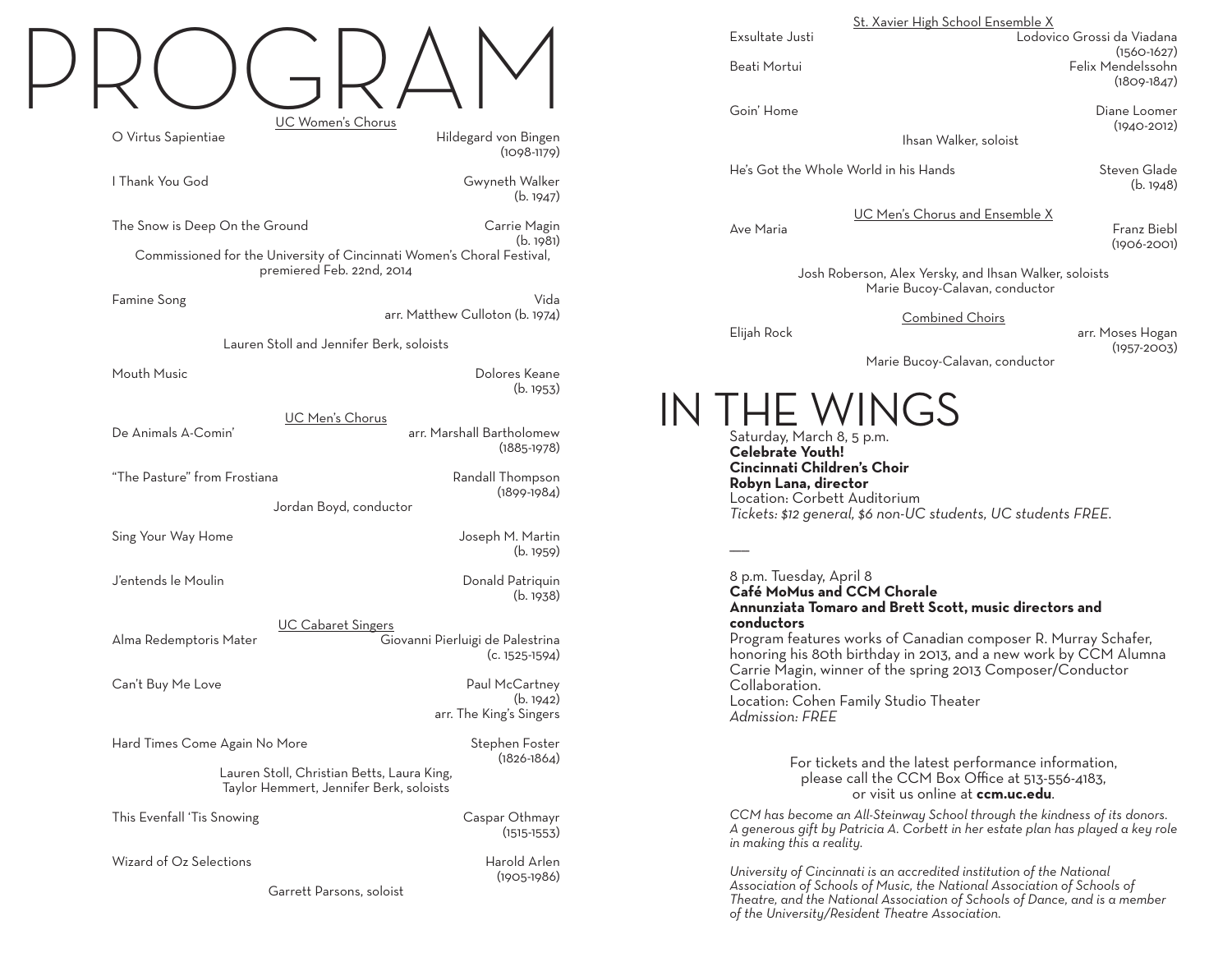# PROGRAM

### UC Women's Chorus

O Virtus Sapientiae — Hildegard von Bingen (1098-1179)

I Thank You God — Gwyneth Walker (b. 1947)

The Snow is Deep On the Ground — Carrie Magin (b. 1981)
Commissioned for the University of Cincinnati Women's Choral Festival, premiered Feb. 22nd, 2014

Famine Song — Vida, arr. Matthew Culloton (b. 1974)

Lauren Stoll and Jennifer Berk, soloists

Mouth Music — Dolores Keane (b. 1953)

### UC Men's Chorus

De Animals A-Comin' — arr. Marshall Bartholomew (1885-1978)

"The Pasture" from Frostiana — Randall Thompson (1899-1984)

Jordan Boyd, conductor

Sing Your Way Home — Joseph M. Martin (b. 1959)

J'entends le Moulin — Donald Patriquin (b. 1938)

### UC Cabaret Singers

Alma Redemptoris Mater — Giovanni Pierluigi de Palestrina (c. 1525-1594)

Can't Buy Me Love — Paul McCartney (b. 1942), arr. The King's Singers

Hard Times Come Again No More — Stephen Foster (1826-1864)

Lauren Stoll, Christian Betts, Laura King, Taylor Hemmert, Jennifer Berk, soloists

This Evenfall 'Tis Snowing — Caspar Othmayr (1515-1553)

Wizard of Oz Selections — Harold Arlen (1905-1986)

Garrett Parsons, soloist

### St. Xavier High School Ensemble X

Exsultate Justi — Lodovico Grossi da Viadana (1560-1627)

Beati Mortui — Felix Mendelssohn (1809-1847)

Goin' Home — Diane Loomer (1940-2012)

Ihsan Walker, soloist

He's Got the Whole World in his Hands — Steven Glade (b. 1948)

### UC Men's Chorus and Ensemble X

Ave Maria — Franz Biebl (1906-2001)

Josh Roberson, Alex Yersky, and Ihsan Walker, soloists
Marie Bucoy-Calavan, conductor

### Combined Choirs

Elijah Rock — arr. Moses Hogan (1957-2003)

Marie Bucoy-Calavan, conductor

# IN THE WINGS

Saturday, March 8, 5 p.m.
**Celebrate Youth!**
**Cincinnati Children's Choir**
**Robyn Lana, director**
Location: Corbett Auditorium
*Tickets: $12 general, $6 non-UC students, UC students FREE.*

---

8 p.m. Tuesday, April 8
**Café MoMus and CCM Chorale**
**Annunziata Tomaro and Brett Scott, music directors and conductors**
Program features works of Canadian composer R. Murray Schafer, honoring his 80th birthday in 2013, and a new work by CCM Alumna Carrie Magin, winner of the spring 2013 Composer/Conductor Collaboration.
Location: Cohen Family Studio Theater
*Admission: FREE*

For tickets and the latest performance information, please call the CCM Box Office at 513-556-4183, or visit us online at **ccm.uc.edu**.

*CCM has become an All-Steinway School through the kindness of its donors. A generous gift by Patricia A. Corbett in her estate plan has played a key role in making this a reality.*

*University of Cincinnati is an accredited institution of the National Association of Schools of Music, the National Association of Schools of Theatre, and the National Association of Schools of Dance, and is a member of the University/Resident Theatre Association.*